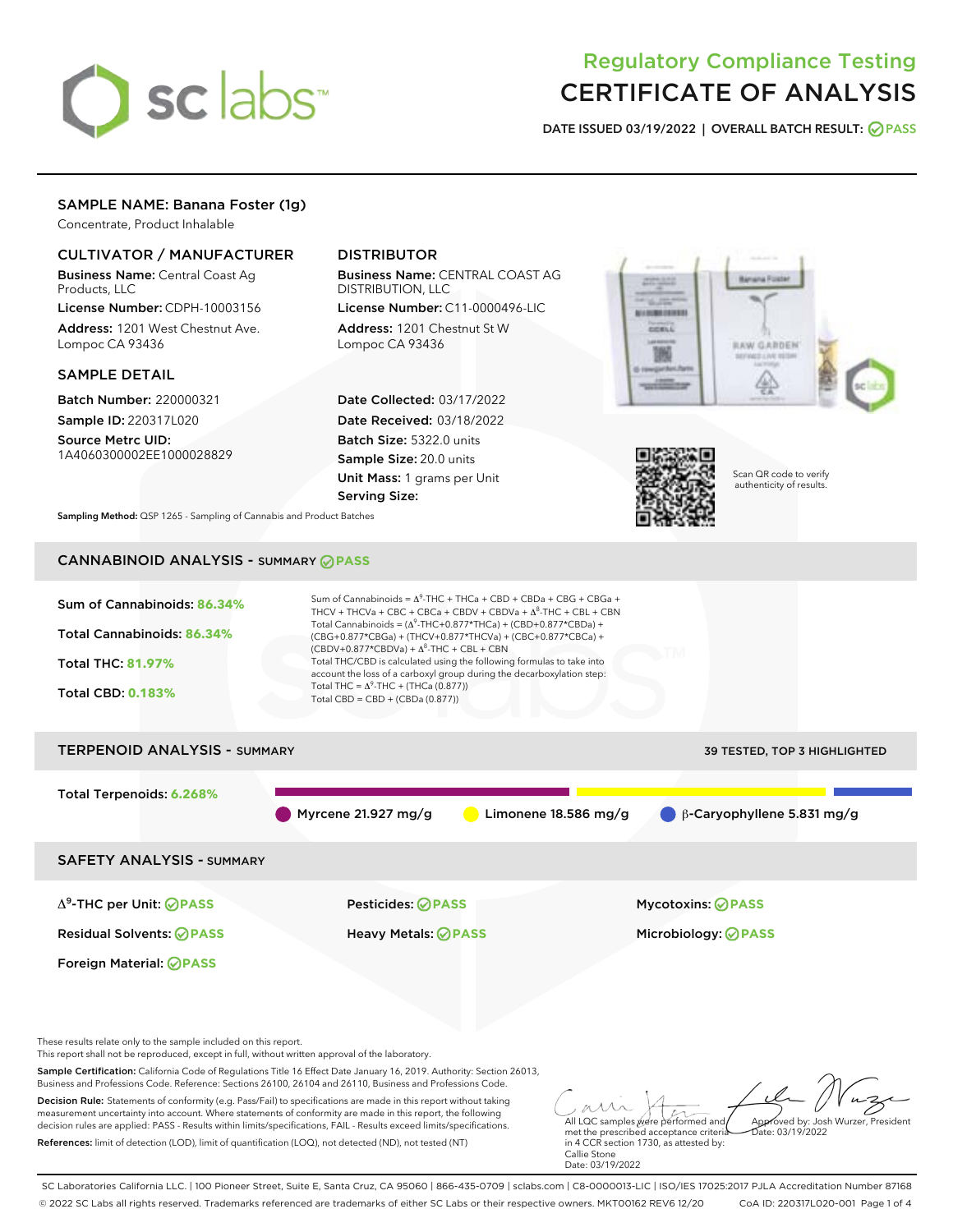# Regulatory Compliance Testing
# CERTIFICATE OF ANALYSIS

**DATE ISSUED** 03/19/2022 | **OVERALL BATCH RESULT:** PASS

## SAMPLE NAME: Banana Foster (1g)

Concentrate, Product Inhalable

### CULTIVATOR / MANUFACTURER

**Business Name:** Central Coast Ag Products, LLC

**License Number:** CDPH-10003156

**Address:** 1201 West Chestnut Ave. Lompoc CA 93436

### DISTRIBUTOR

**Business Name:** CENTRAL COAST AG DISTRIBUTION, LLC

**License Number:** C11-0000496-LIC

**Address:** 1201 Chestnut St W Lompoc CA 93436

### SAMPLE DETAIL

**Batch Number:** 220000321

**Sample ID:** 220317L020

**Source Metrc UID:** 1A4060300002EE1000028829

**Date Collected:** 03/17/2022

**Date Received:** 03/18/2022

**Batch Size:** 5322.0 units

**Sample Size:** 20.0 units

**Unit Mass:** 1 grams per Unit

**Serving Size:**

Scan QR code to verify authenticity of results.

**Sampling Method:** QSP 1265 - Sampling of Cannabis and Product Batches

## CANNABINOID ANALYSIS - SUMMARY PASS

**Sum of Cannabinoids:** 86.34%

**Total Cannabinoids:** 86.34%

**Total THC:** 81.97%

**Total CBD:** 0.183%

Sum of Cannabinoids = $\Delta^9$-THC + THCa + CBD + CBDa + CBG + CBGa + THCV + THCVa + CBC + CBCa + CBDV + CBDVa + $\Delta^8$-THC + CBL + CBN

Total Cannabinoids = ($\Delta^9$-THC+0.877*THCa) + (CBD+0.877*CBDa) + (CBG+0.877*CBGa) + (THCV+0.877*THCVa) + (CBC+0.877*CBCa) + (CBDV+0.877*CBDVa) + $\Delta^8$-THC + CBL + CBN

Total THC/CBD is calculated using the following formulas to take into account the loss of a carboxyl group during the decarboxylation step:

Total THC = $\Delta^9$-THC + (THCa (0.877))

Total CBD = CBD + (CBDa (0.877))

## TERPENOID ANALYSIS - SUMMARY

39 TESTED, TOP 3 HIGHLIGHTED

**Total Terpenoids:** 6.268%

Myrcene 21.927 mg/g | Limonene 18.586 mg/g | β-Caryophyllene 5.831 mg/g

## SAFETY ANALYSIS - SUMMARY

| | | |
|---|---|---|
| $\Delta^9$-THC per Unit: PASS | Pesticides: PASS | Mycotoxins: PASS |
| Residual Solvents: PASS | Heavy Metals: PASS | Microbiology: PASS |
| Foreign Material: PASS | | |

These results relate only to the sample included on this report.
This report shall not be reproduced, except in full, without written approval of the laboratory.

**Sample Certification:** California Code of Regulations Title 16 Effect Date January 16, 2019. Authority: Section 26013, Business and Professions Code. Reference: Sections 26100, 26104 and 26110, Business and Professions Code.

**Decision Rule:** Statements of conformity (e.g. Pass/Fail) to specifications are made in this report without taking measurement uncertainty into account. Where statements of conformity are made in this report, the following decision rules are applied: PASS - Results within limits/specifications, FAIL - Results exceed limits/specifications.

**References:** limit of detection (LOD), limit of quantification (LOQ), not detected (ND), not tested (NT)

All LQC samples were performed and met the prescribed acceptance criteria in 4 CCR section 1730, as attested by: Callie Stone Date: 03/19/2022

Approved by: Josh Wurzer, President Date: 03/19/2022

SC Laboratories California LLC. | 100 Pioneer Street, Suite E, Santa Cruz, CA 95060 | 866-435-0709 | sclabs.com | C8-0000013-LIC | ISO/IES 17025:2017 PJLA Accreditation Number 87168
© 2022 SC Labs all rights reserved. Trademarks referenced are trademarks of either SC Labs or their respective owners. MKT00162 REV6 12/20 CoA ID: 220317L020-001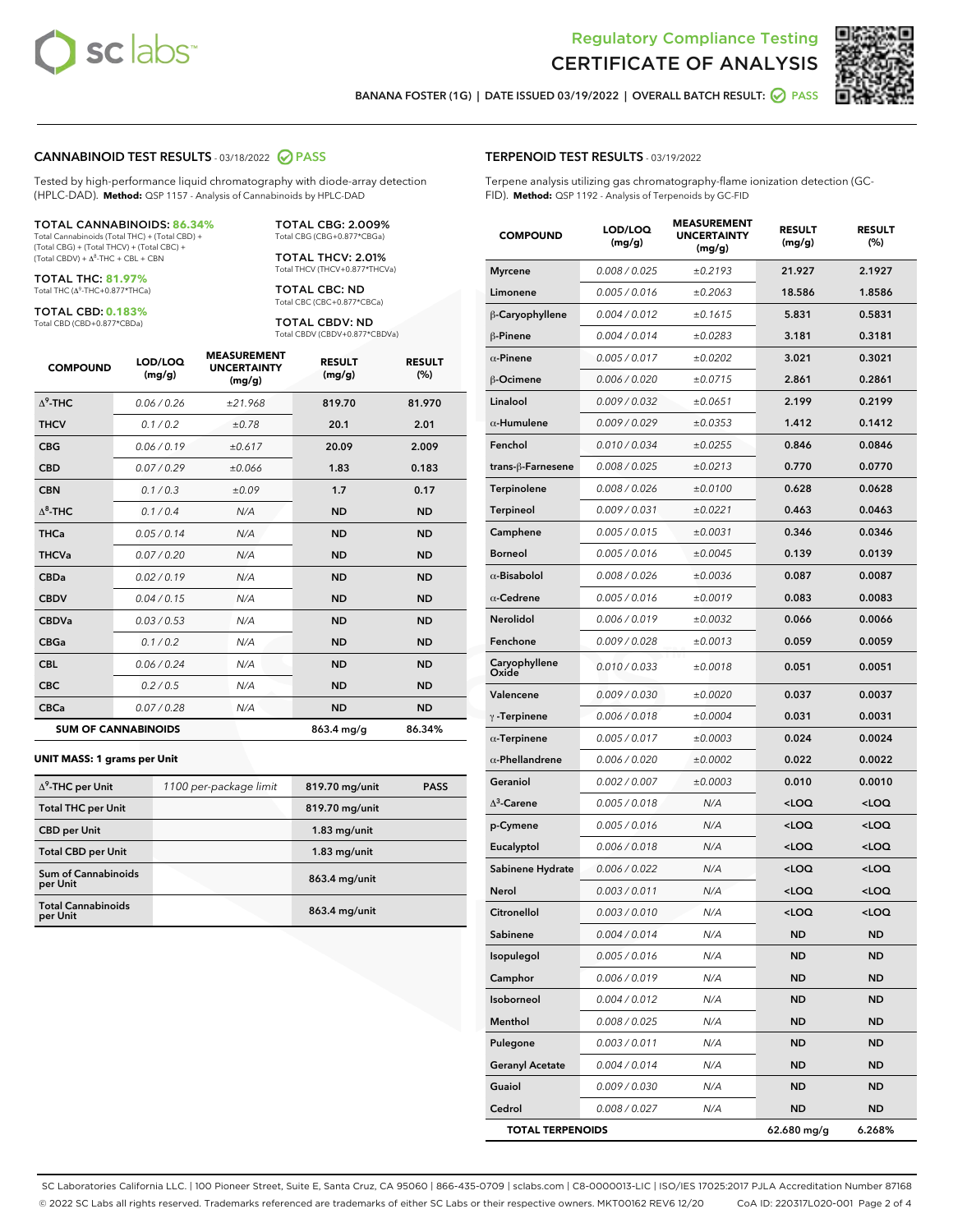# Regulatory Compliance Testing
# CERTIFICATE OF ANALYSIS

BANANA FOSTER (1G) | DATE ISSUED 03/19/2022 | OVERALL BATCH RESULT: PASS

## CANNABINOID TEST RESULTS - 03/18/2022 PASS

Tested by high-performance liquid chromatography with diode-array detection (HPLC-DAD). **Method:** QSP 1157 - Analysis of Cannabinoids by HPLC-DAD

**TOTAL CANNABINOIDS: 86.34%**
Total Cannabinoids (Total THC) + (Total CBD) + (Total CBG) + (Total THCV) + (Total CBC) + (Total CBDV) + $\Delta^8$-THC + CBL + CBN

**TOTAL THC: 81.97%**
Total THC ($\Delta^9$-THC+0.877*THCa)

**TOTAL CBD: 0.183%**
Total CBD (CBD+0.877*CBDa)

**TOTAL CBG: 2.009%**
Total CBG (CBG+0.877*CBGa)

**TOTAL THCV: 2.01%**
Total THCV (THCV+0.877*THCVa)

**TOTAL CBC: ND**
Total CBC (CBC+0.877*CBCa)

**TOTAL CBDV: ND**
Total CBDV (CBDV+0.877*CBDVa)

| COMPOUND | LOD/LOQ (mg/g) | MEASUREMENT UNCERTAINTY (mg/g) | RESULT (mg/g) | RESULT (%) |
|---|---|---|---|---|
| $\Delta^9$-THC | 0.06 / 0.26 | ±21.968 | 819.70 | 81.970 |
| THCV | 0.1 / 0.2 | ±0.78 | 20.1 | 2.01 |
| CBG | 0.06 / 0.19 | ±0.617 | 20.09 | 2.009 |
| CBD | 0.07 / 0.29 | ±0.066 | 1.83 | 0.183 |
| CBN | 0.1 / 0.3 | ±0.09 | 1.7 | 0.17 |
| $\Delta^8$-THC | 0.1 / 0.4 | N/A | ND | ND |
| THCa | 0.05 / 0.14 | N/A | ND | ND |
| THCVa | 0.07 / 0.20 | N/A | ND | ND |
| CBDa | 0.02 / 0.19 | N/A | ND | ND |
| CBDV | 0.04 / 0.15 | N/A | ND | ND |
| CBDVa | 0.03 / 0.53 | N/A | ND | ND |
| CBGa | 0.1 / 0.2 | N/A | ND | ND |
| CBL | 0.06 / 0.24 | N/A | ND | ND |
| CBC | 0.2 / 0.5 | N/A | ND | ND |
| CBCa | 0.07 / 0.28 | N/A | ND | ND |
| **SUM OF CANNABINOIDS** | | | 863.4 mg/g | 86.34% |

**UNIT MASS: 1 grams per Unit**

| | | | |
|---|---|---|---|
| $\Delta^9$-THC per Unit | 1100 per-package limit | 819.70 mg/unit | PASS |
| Total THC per Unit | | 819.70 mg/unit | |
| CBD per Unit | | 1.83 mg/unit | |
| Total CBD per Unit | | 1.83 mg/unit | |
| Sum of Cannabinoids per Unit | | 863.4 mg/unit | |
| Total Cannabinoids per Unit | | 863.4 mg/unit | |

## TERPENOID TEST RESULTS - 03/19/2022

Terpene analysis utilizing gas chromatography-flame ionization detection (GC-FID). **Method:** QSP 1192 - Analysis of Terpenoids by GC-FID

| COMPOUND | LOD/LOQ (mg/g) | MEASUREMENT UNCERTAINTY (mg/g) | RESULT (mg/g) | RESULT (%) |
|---|---|---|---|---|
| Myrcene | 0.008 / 0.025 | ±0.2193 | 21.927 | 2.1927 |
| Limonene | 0.005 / 0.016 | ±0.2063 | 18.586 | 1.8586 |
| β-Caryophyllene | 0.004 / 0.012 | ±0.1615 | 5.831 | 0.5831 |
| β-Pinene | 0.004 / 0.014 | ±0.0283 | 3.181 | 0.3181 |
| α-Pinene | 0.005 / 0.017 | ±0.0202 | 3.021 | 0.3021 |
| β-Ocimene | 0.006 / 0.020 | ±0.0715 | 2.861 | 0.2861 |
| Linalool | 0.009 / 0.032 | ±0.0651 | 2.199 | 0.2199 |
| α-Humulene | 0.009 / 0.029 | ±0.0353 | 1.412 | 0.1412 |
| Fenchol | 0.010 / 0.034 | ±0.0255 | 0.846 | 0.0846 |
| trans-β-Farnesene | 0.008 / 0.025 | ±0.0213 | 0.770 | 0.0770 |
| Terpinolene | 0.008 / 0.026 | ±0.0100 | 0.628 | 0.0628 |
| Terpineol | 0.009 / 0.031 | ±0.0221 | 0.463 | 0.0463 |
| Camphene | 0.005 / 0.015 | ±0.0031 | 0.346 | 0.0346 |
| Borneol | 0.005 / 0.016 | ±0.0045 | 0.139 | 0.0139 |
| α-Bisabolol | 0.008 / 0.026 | ±0.0036 | 0.087 | 0.0087 |
| α-Cedrene | 0.005 / 0.016 | ±0.0019 | 0.083 | 0.0083 |
| Nerolidol | 0.006 / 0.019 | ±0.0032 | 0.066 | 0.0066 |
| Fenchone | 0.009 / 0.028 | ±0.0013 | 0.059 | 0.0059 |
| Caryophyllene Oxide | 0.010 / 0.033 | ±0.0018 | 0.051 | 0.0051 |
| Valencene | 0.009 / 0.030 | ±0.0020 | 0.037 | 0.0037 |
| γ-Terpinene | 0.006 / 0.018 | ±0.0004 | 0.031 | 0.0031 |
| α-Terpinene | 0.005 / 0.017 | ±0.0003 | 0.024 | 0.0024 |
| α-Phellandrene | 0.006 / 0.020 | ±0.0002 | 0.022 | 0.0022 |
| Geraniol | 0.002 / 0.007 | ±0.0003 | 0.010 | 0.0010 |
| $\Delta^3$-Carene | 0.005 / 0.018 | N/A | <LOQ | <LOQ |
| p-Cymene | 0.005 / 0.016 | N/A | <LOQ | <LOQ |
| Eucalyptol | 0.006 / 0.018 | N/A | <LOQ | <LOQ |
| Sabinene Hydrate | 0.006 / 0.022 | N/A | <LOQ | <LOQ |
| Nerol | 0.003 / 0.011 | N/A | <LOQ | <LOQ |
| Citronellol | 0.003 / 0.010 | N/A | <LOQ | <LOQ |
| Sabinene | 0.004 / 0.014 | N/A | ND | ND |
| Isopulegol | 0.005 / 0.016 | N/A | ND | ND |
| Camphor | 0.006 / 0.019 | N/A | ND | ND |
| Isoborneol | 0.004 / 0.012 | N/A | ND | ND |
| Menthol | 0.008 / 0.025 | N/A | ND | ND |
| Pulegone | 0.003 / 0.011 | N/A | ND | ND |
| Geranyl Acetate | 0.004 / 0.014 | N/A | ND | ND |
| Guaiol | 0.009 / 0.030 | N/A | ND | ND |
| Cedrol | 0.008 / 0.027 | N/A | ND | ND |
| **TOTAL TERPENOIDS** | | | 62.680 mg/g | 6.268% |

SC Laboratories California LLC. | 100 Pioneer Street, Suite E, Santa Cruz, CA 95060 | 866-435-0709 | sclabs.com | C8-0000013-LIC | ISO/IES 17025:2017 PJLA Accreditation Number 87168
© 2022 SC Labs all rights reserved. Trademarks referenced are trademarks of either SC Labs or their respective owners. MKT00162 REV6 12/20 CoA ID: 220317L020-001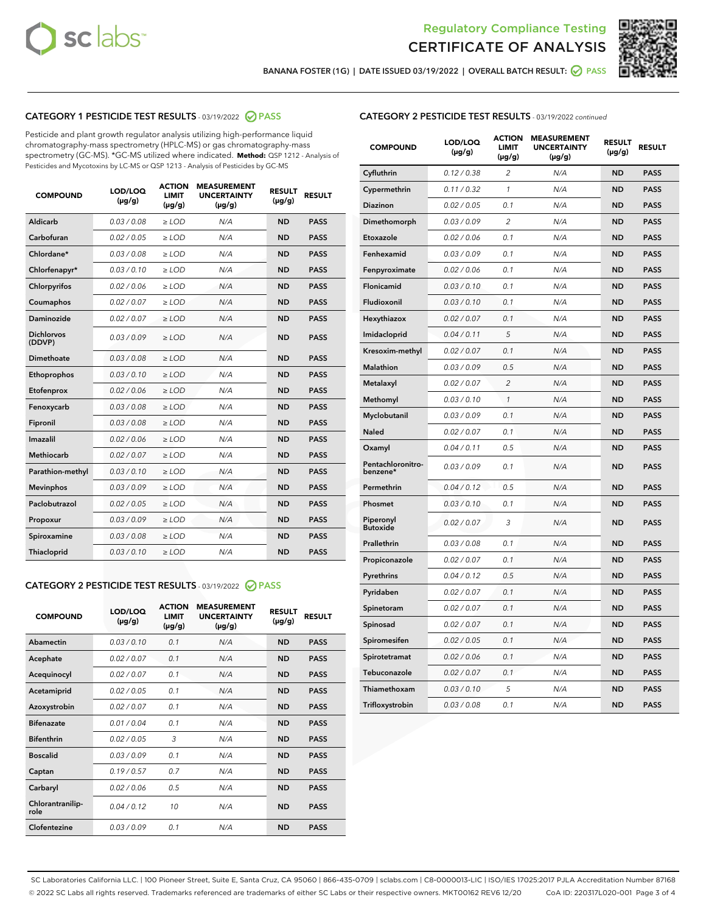Regulatory Compliance Testing
# CERTIFICATE OF ANALYSIS

BANANA FOSTER (1G) | DATE ISSUED 03/19/2022 | OVERALL BATCH RESULT: PASS

## CATEGORY 1 PESTICIDE TEST RESULTS - 03/19/2022 PASS

Pesticide and plant growth regulator analysis utilizing high-performance liquid chromatography-mass spectrometry (HPLC-MS) or gas chromatography-mass spectrometry (GC-MS). *GC-MS utilized where indicated. **Method:** QSP 1212 - Analysis of Pesticides and Mycotoxins by LC-MS or QSP 1213 - Analysis of Pesticides by GC-MS

| COMPOUND | LOD/LOQ (µg/g) | ACTION LIMIT (µg/g) | MEASUREMENT UNCERTAINTY (µg/g) | RESULT (µg/g) | RESULT |
|---|---|---|---|---|---|
| Aldicarb | 0.03 / 0.08 | ≥ LOD | N/A | ND | PASS |
| Carbofuran | 0.02 / 0.05 | ≥ LOD | N/A | ND | PASS |
| Chlordane* | 0.03 / 0.08 | ≥ LOD | N/A | ND | PASS |
| Chlorfenapyr* | 0.03 / 0.10 | ≥ LOD | N/A | ND | PASS |
| Chlorpyrifos | 0.02 / 0.06 | ≥ LOD | N/A | ND | PASS |
| Coumaphos | 0.02 / 0.07 | ≥ LOD | N/A | ND | PASS |
| Daminozide | 0.02 / 0.07 | ≥ LOD | N/A | ND | PASS |
| Dichlorvos (DDVP) | 0.03 / 0.09 | ≥ LOD | N/A | ND | PASS |
| Dimethoate | 0.03 / 0.08 | ≥ LOD | N/A | ND | PASS |
| Ethoprophos | 0.03 / 0.10 | ≥ LOD | N/A | ND | PASS |
| Etofenprox | 0.02 / 0.06 | ≥ LOD | N/A | ND | PASS |
| Fenoxycarb | 0.03 / 0.08 | ≥ LOD | N/A | ND | PASS |
| Fipronil | 0.03 / 0.08 | ≥ LOD | N/A | ND | PASS |
| Imazalil | 0.02 / 0.06 | ≥ LOD | N/A | ND | PASS |
| Methiocarb | 0.02 / 0.07 | ≥ LOD | N/A | ND | PASS |
| Parathion-methyl | 0.03 / 0.10 | ≥ LOD | N/A | ND | PASS |
| Mevinphos | 0.03 / 0.09 | ≥ LOD | N/A | ND | PASS |
| Paclobutrazol | 0.02 / 0.05 | ≥ LOD | N/A | ND | PASS |
| Propoxur | 0.03 / 0.09 | ≥ LOD | N/A | ND | PASS |
| Spiroxamine | 0.03 / 0.08 | ≥ LOD | N/A | ND | PASS |
| Thiacloprid | 0.03 / 0.10 | ≥ LOD | N/A | ND | PASS |

## CATEGORY 2 PESTICIDE TEST RESULTS - 03/19/2022 PASS

| COMPOUND | LOD/LOQ (µg/g) | ACTION LIMIT (µg/g) | MEASUREMENT UNCERTAINTY (µg/g) | RESULT (µg/g) | RESULT |
|---|---|---|---|---|---|
| Abamectin | 0.03 / 0.10 | 0.1 | N/A | ND | PASS |
| Acephate | 0.02 / 0.07 | 0.1 | N/A | ND | PASS |
| Acequinocyl | 0.02 / 0.07 | 0.1 | N/A | ND | PASS |
| Acetamiprid | 0.02 / 0.05 | 0.1 | N/A | ND | PASS |
| Azoxystrobin | 0.02 / 0.07 | 0.1 | N/A | ND | PASS |
| Bifenazate | 0.01 / 0.04 | 0.1 | N/A | ND | PASS |
| Bifenthrin | 0.02 / 0.05 | 3 | N/A | ND | PASS |
| Boscalid | 0.03 / 0.09 | 0.1 | N/A | ND | PASS |
| Captan | 0.19 / 0.57 | 0.7 | N/A | ND | PASS |
| Carbaryl | 0.02 / 0.06 | 0.5 | N/A | ND | PASS |
| Chlorantraniliprole | 0.04 / 0.12 | 10 | N/A | ND | PASS |
| Clofentezine | 0.03 / 0.09 | 0.1 | N/A | ND | PASS |
| Cyfluthrin | 0.12 / 0.38 | 2 | N/A | ND | PASS |
| Cypermethrin | 0.11 / 0.32 | 1 | N/A | ND | PASS |
| Diazinon | 0.02 / 0.05 | 0.1 | N/A | ND | PASS |
| Dimethomorph | 0.03 / 0.09 | 2 | N/A | ND | PASS |
| Etoxazole | 0.02 / 0.06 | 0.1 | N/A | ND | PASS |
| Fenhexamid | 0.03 / 0.09 | 0.1 | N/A | ND | PASS |
| Fenpyroximate | 0.02 / 0.06 | 0.1 | N/A | ND | PASS |
| Flonicamid | 0.03 / 0.10 | 0.1 | N/A | ND | PASS |
| Fludioxonil | 0.03 / 0.10 | 0.1 | N/A | ND | PASS |
| Hexythiazox | 0.02 / 0.07 | 0.1 | N/A | ND | PASS |
| Imidacloprid | 0.04 / 0.11 | 5 | N/A | ND | PASS |
| Kresoxim-methyl | 0.02 / 0.07 | 0.1 | N/A | ND | PASS |
| Malathion | 0.03 / 0.09 | 0.5 | N/A | ND | PASS |
| Metalaxyl | 0.02 / 0.07 | 2 | N/A | ND | PASS |
| Methomyl | 0.03 / 0.10 | 1 | N/A | ND | PASS |
| Myclobutanil | 0.03 / 0.09 | 0.1 | N/A | ND | PASS |
| Naled | 0.02 / 0.07 | 0.1 | N/A | ND | PASS |
| Oxamyl | 0.04 / 0.11 | 0.5 | N/A | ND | PASS |
| Pentachloronitrobenzene* | 0.03 / 0.09 | 0.1 | N/A | ND | PASS |
| Permethrin | 0.04 / 0.12 | 0.5 | N/A | ND | PASS |
| Phosmet | 0.03 / 0.10 | 0.1 | N/A | ND | PASS |
| Piperonyl Butoxide | 0.02 / 0.07 | 3 | N/A | ND | PASS |
| Prallethrin | 0.03 / 0.08 | 0.1 | N/A | ND | PASS |
| Propiconazole | 0.02 / 0.07 | 0.1 | N/A | ND | PASS |
| Pyrethrins | 0.04 / 0.12 | 0.5 | N/A | ND | PASS |
| Pyridaben | 0.02 / 0.07 | 0.1 | N/A | ND | PASS |
| Spinetoram | 0.02 / 0.07 | 0.1 | N/A | ND | PASS |
| Spinosad | 0.02 / 0.07 | 0.1 | N/A | ND | PASS |
| Spiromesifen | 0.02 / 0.05 | 0.1 | N/A | ND | PASS |
| Spirotetramat | 0.02 / 0.06 | 0.1 | N/A | ND | PASS |
| Tebuconazole | 0.02 / 0.07 | 0.1 | N/A | ND | PASS |
| Thiamethoxam | 0.03 / 0.10 | 5 | N/A | ND | PASS |
| Trifloxystrobin | 0.03 / 0.08 | 0.1 | N/A | ND | PASS |

SC Laboratories California LLC. | 100 Pioneer Street, Suite E, Santa Cruz, CA 95060 | 866-435-0709 | sclabs.com | C8-0000013-LIC | ISO/IES 17025:2017 PJLA Accreditation Number 87168
© 2022 SC Labs all rights reserved. Trademarks referenced are trademarks of either SC Labs or their respective owners. MKT00162 REV6 12/20 CoA ID: 220317L020-001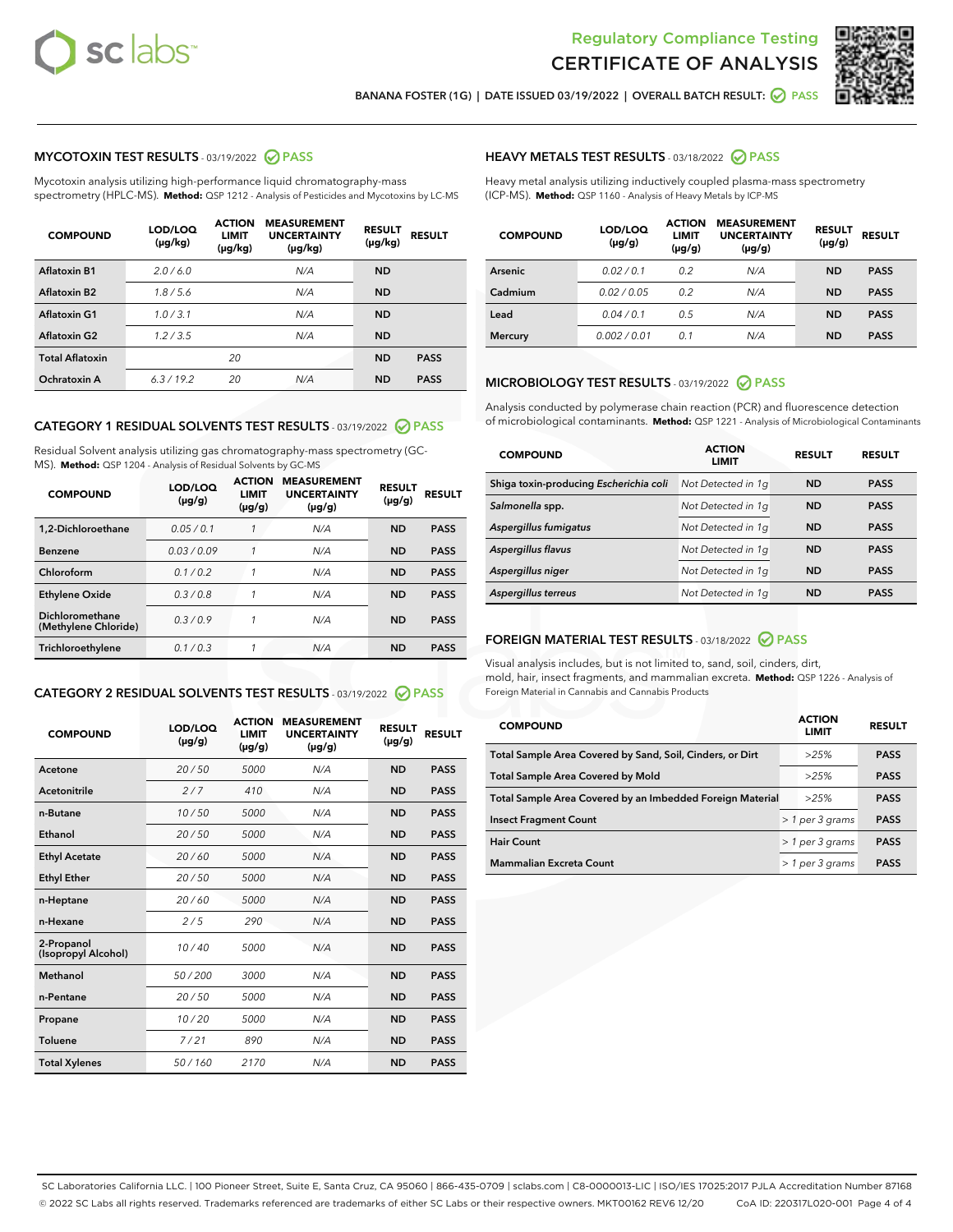Regulatory Compliance Testing

# CERTIFICATE OF ANALYSIS

BANANA FOSTER (1G) | DATE ISSUED 03/19/2022 | OVERALL BATCH RESULT: PASS

## MYCOTOXIN TEST RESULTS - 03/19/2022 PASS

Mycotoxin analysis utilizing high-performance liquid chromatography-mass spectrometry (HPLC-MS). **Method:** QSP 1212 - Analysis of Pesticides and Mycotoxins by LC-MS

| COMPOUND | LOD/LOQ (µg/kg) | ACTION LIMIT (µg/kg) | MEASUREMENT UNCERTAINTY (µg/kg) | RESULT (µg/kg) | RESULT |
|---|---|---|---|---|---|
| Aflatoxin B1 | 2.0 / 6.0 | | N/A | ND | |
| Aflatoxin B2 | 1.8 / 5.6 | | N/A | ND | |
| Aflatoxin G1 | 1.0 / 3.1 | | N/A | ND | |
| Aflatoxin G2 | 1.2 / 3.5 | | N/A | ND | |
| Total Aflatoxin | | 20 | | ND | PASS |
| Ochratoxin A | 6.3 / 19.2 | 20 | N/A | ND | PASS |

## CATEGORY 1 RESIDUAL SOLVENTS TEST RESULTS - 03/19/2022 PASS

Residual Solvent analysis utilizing gas chromatography-mass spectrometry (GC-MS). **Method:** QSP 1204 - Analysis of Residual Solvents by GC-MS

| COMPOUND | LOD/LOQ (µg/g) | ACTION LIMIT (µg/g) | MEASUREMENT UNCERTAINTY (µg/g) | RESULT (µg/g) | RESULT |
|---|---|---|---|---|---|
| 1,2-Dichloroethane | 0.05 / 0.1 | 1 | N/A | ND | PASS |
| Benzene | 0.03 / 0.09 | 1 | N/A | ND | PASS |
| Chloroform | 0.1 / 0.2 | 1 | N/A | ND | PASS |
| Ethylene Oxide | 0.3 / 0.8 | 1 | N/A | ND | PASS |
| Dichloromethane (Methylene Chloride) | 0.3 / 0.9 | 1 | N/A | ND | PASS |
| Trichloroethylene | 0.1 / 0.3 | 1 | N/A | ND | PASS |

## CATEGORY 2 RESIDUAL SOLVENTS TEST RESULTS - 03/19/2022 PASS

| COMPOUND | LOD/LOQ (µg/g) | ACTION LIMIT (µg/g) | MEASUREMENT UNCERTAINTY (µg/g) | RESULT (µg/g) | RESULT |
|---|---|---|---|---|---|
| Acetone | 20 / 50 | 5000 | N/A | ND | PASS |
| Acetonitrile | 2 / 7 | 410 | N/A | ND | PASS |
| n-Butane | 10 / 50 | 5000 | N/A | ND | PASS |
| Ethanol | 20 / 50 | 5000 | N/A | ND | PASS |
| Ethyl Acetate | 20 / 60 | 5000 | N/A | ND | PASS |
| Ethyl Ether | 20 / 50 | 5000 | N/A | ND | PASS |
| n-Heptane | 20 / 60 | 5000 | N/A | ND | PASS |
| n-Hexane | 2 / 5 | 290 | N/A | ND | PASS |
| 2-Propanol (Isopropyl Alcohol) | 10 / 40 | 5000 | N/A | ND | PASS |
| Methanol | 50 / 200 | 3000 | N/A | ND | PASS |
| n-Pentane | 20 / 50 | 5000 | N/A | ND | PASS |
| Propane | 10 / 20 | 5000 | N/A | ND | PASS |
| Toluene | 7 / 21 | 890 | N/A | ND | PASS |
| Total Xylenes | 50 / 160 | 2170 | N/A | ND | PASS |

## HEAVY METALS TEST RESULTS - 03/18/2022 PASS

Heavy metal analysis utilizing inductively coupled plasma-mass spectrometry (ICP-MS). **Method:** QSP 1160 - Analysis of Heavy Metals by ICP-MS

| COMPOUND | LOD/LOQ (µg/g) | ACTION LIMIT (µg/g) | MEASUREMENT UNCERTAINTY (µg/g) | RESULT (µg/g) | RESULT |
|---|---|---|---|---|---|
| Arsenic | 0.02 / 0.1 | 0.2 | N/A | ND | PASS |
| Cadmium | 0.02 / 0.05 | 0.2 | N/A | ND | PASS |
| Lead | 0.04 / 0.1 | 0.5 | N/A | ND | PASS |
| Mercury | 0.002 / 0.01 | 0.1 | N/A | ND | PASS |

## MICROBIOLOGY TEST RESULTS - 03/19/2022 PASS

Analysis conducted by polymerase chain reaction (PCR) and fluorescence detection of microbiological contaminants. **Method:** QSP 1221 - Analysis of Microbiological Contaminants

| COMPOUND | ACTION LIMIT | RESULT | RESULT |
|---|---|---|---|
| Shiga toxin-producing *Escherichia coli* | Not Detected in 1g | ND | PASS |
| *Salmonella* spp. | Not Detected in 1g | ND | PASS |
| *Aspergillus fumigatus* | Not Detected in 1g | ND | PASS |
| *Aspergillus flavus* | Not Detected in 1g | ND | PASS |
| *Aspergillus niger* | Not Detected in 1g | ND | PASS |
| *Aspergillus terreus* | Not Detected in 1g | ND | PASS |

## FOREIGN MATERIAL TEST RESULTS - 03/18/2022 PASS

Visual analysis includes, but is not limited to, sand, soil, cinders, dirt, mold, hair, insect fragments, and mammalian excreta. **Method:** QSP 1226 - Analysis of Foreign Material in Cannabis and Cannabis Products

| COMPOUND | ACTION LIMIT | RESULT |
|---|---|---|
| Total Sample Area Covered by Sand, Soil, Cinders, or Dirt | >25% | PASS |
| Total Sample Area Covered by Mold | >25% | PASS |
| Total Sample Area Covered by an Imbedded Foreign Material | >25% | PASS |
| Insect Fragment Count | > 1 per 3 grams | PASS |
| Hair Count | > 1 per 3 grams | PASS |
| Mammalian Excreta Count | > 1 per 3 grams | PASS |

SC Laboratories California LLC. | 100 Pioneer Street, Suite E, Santa Cruz, CA 95060 | 866-435-0709 | sclabs.com | C8-0000013-LIC | ISO/IES 17025:2017 PJLA Accreditation Number 87168
© 2022 SC Labs all rights reserved. Trademarks referenced are trademarks of either SC Labs or their respective owners. MKT00162 REV6 12/20 CoA ID: 220317L020-001